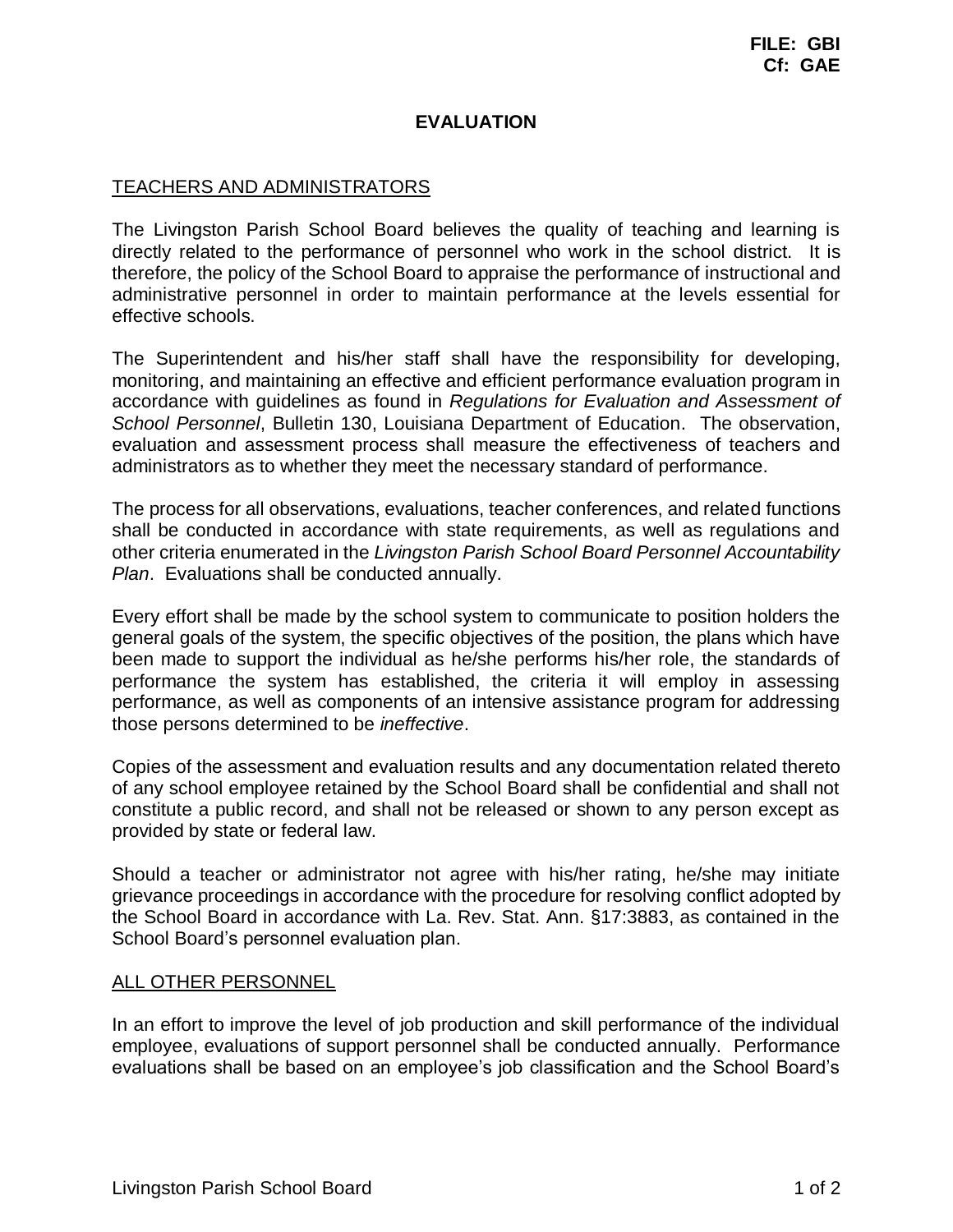**FILE: GBI**
**Cf: GAE**

# EVALUATION

## TEACHERS AND ADMINISTRATORS

The Livingston Parish School Board believes the quality of teaching and learning is directly related to the performance of personnel who work in the school district. It is therefore, the policy of the School Board to appraise the performance of instructional and administrative personnel in order to maintain performance at the levels essential for effective schools.

The Superintendent and his/her staff shall have the responsibility for developing, monitoring, and maintaining an effective and efficient performance evaluation program in accordance with guidelines as found in *Regulations for Evaluation and Assessment of School Personnel*, Bulletin 130, Louisiana Department of Education. The observation, evaluation and assessment process shall measure the effectiveness of teachers and administrators as to whether they meet the necessary standard of performance.

The process for all observations, evaluations, teacher conferences, and related functions shall be conducted in accordance with state requirements, as well as regulations and other criteria enumerated in the *Livingston Parish School Board Personnel Accountability Plan*. Evaluations shall be conducted annually.

Every effort shall be made by the school system to communicate to position holders the general goals of the system, the specific objectives of the position, the plans which have been made to support the individual as he/she performs his/her role, the standards of performance the system has established, the criteria it will employ in assessing performance, as well as components of an intensive assistance program for addressing those persons determined to be *ineffective*.

Copies of the assessment and evaluation results and any documentation related thereto of any school employee retained by the School Board shall be confidential and shall not constitute a public record, and shall not be released or shown to any person except as provided by state or federal law.

Should a teacher or administrator not agree with his/her rating, he/she may initiate grievance proceedings in accordance with the procedure for resolving conflict adopted by the School Board in accordance with La. Rev. Stat. Ann. §17:3883, as contained in the School Board's personnel evaluation plan.

## ALL OTHER PERSONNEL

In an effort to improve the level of job production and skill performance of the individual employee, evaluations of support personnel shall be conducted annually. Performance evaluations shall be based on an employee's job classification and the School Board's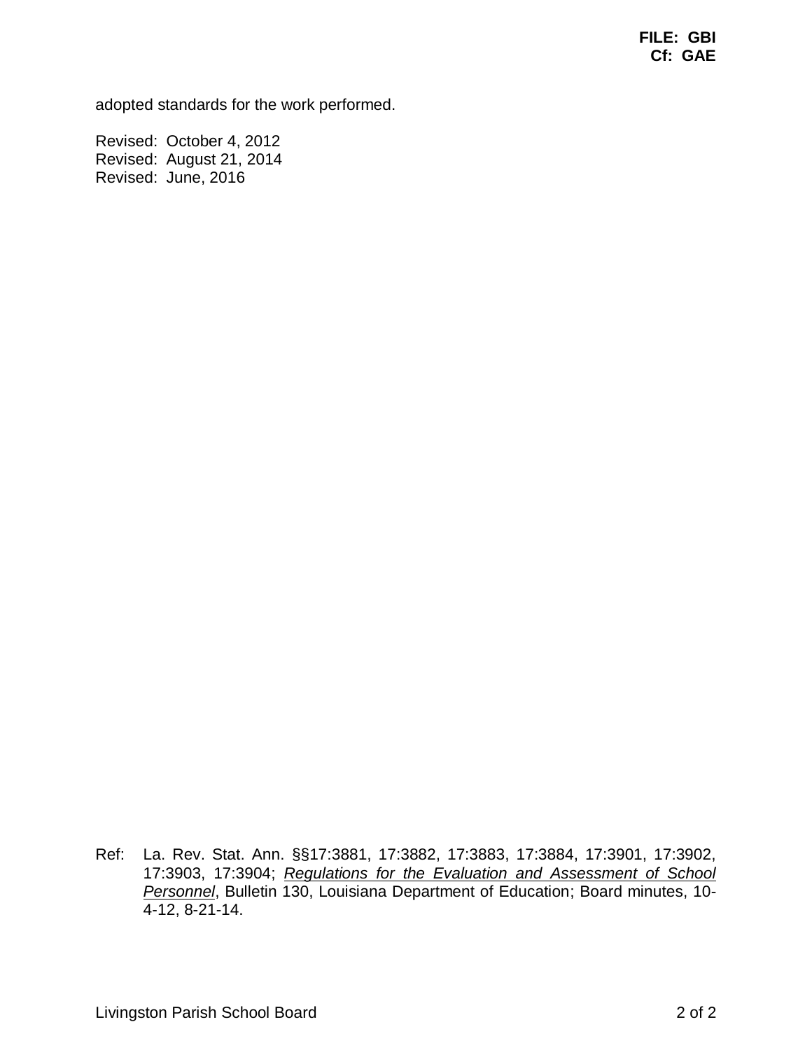adopted standards for the work performed.

Revised: October 4, 2012
Revised: August 21, 2014
Revised: June, 2016

Ref: La. Rev. Stat. Ann. §§17:3881, 17:3882, 17:3883, 17:3884, 17:3901, 17:3902, 17:3903, 17:3904; *Regulations for the Evaluation and Assessment of School Personnel*, Bulletin 130, Louisiana Department of Education; Board minutes, 10-4-12, 8-21-14.